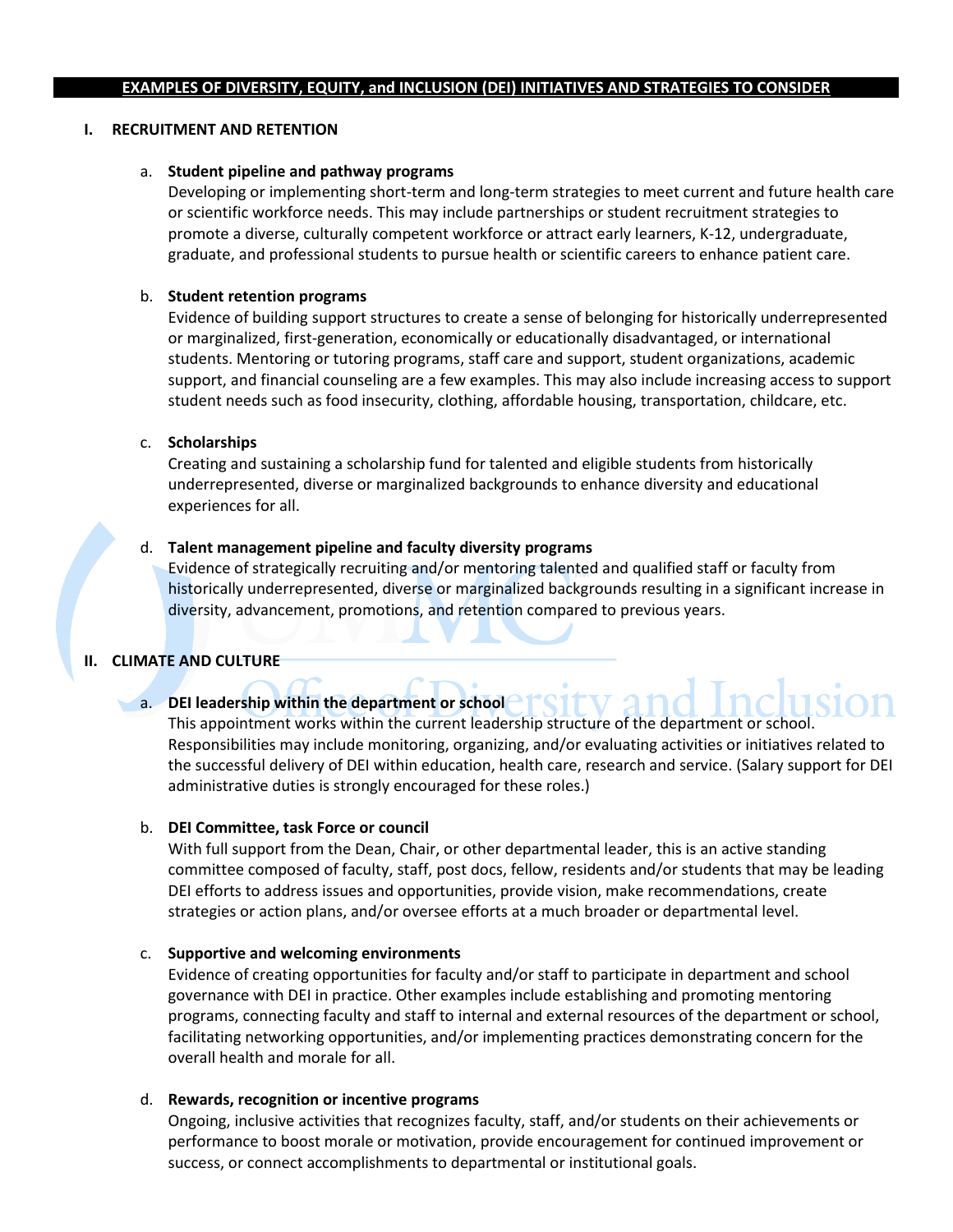# EXAMPLES OF DIVERSITY, EQUITY, and INCLUSION (DEI) INITIATIVES AND STRATEGIES TO CONSIDER

## I. RECRUITMENT AND RETENTION

a. **Student pipeline and pathway programs**
Developing or implementing short-term and long-term strategies to meet current and future health care or scientific workforce needs. This may include partnerships or student recruitment strategies to promote a diverse, culturally competent workforce or attract early learners, K-12, undergraduate, graduate, and professional students to pursue health or scientific careers to enhance patient care.

b. **Student retention programs**
Evidence of building support structures to create a sense of belonging for historically underrepresented or marginalized, first-generation, economically or educationally disadvantaged, or international students. Mentoring or tutoring programs, staff care and support, student organizations, academic support, and financial counseling are a few examples. This may also include increasing access to support student needs such as food insecurity, clothing, affordable housing, transportation, childcare, etc.

c. **Scholarships**
Creating and sustaining a scholarship fund for talented and eligible students from historically underrepresented, diverse or marginalized backgrounds to enhance diversity and educational experiences for all.

d. **Talent management pipeline and faculty diversity programs**
Evidence of strategically recruiting and/or mentoring talented and qualified staff or faculty from historically underrepresented, diverse or marginalized backgrounds resulting in a significant increase in diversity, advancement, promotions, and retention compared to previous years.

## II. CLIMATE AND CULTURE

a. **DEI leadership within the department or school**
This appointment works within the current leadership structure of the department or school. Responsibilities may include monitoring, organizing, and/or evaluating activities or initiatives related to the successful delivery of DEI within education, health care, research and service. (Salary support for DEI administrative duties is strongly encouraged for these roles.)

b. **DEI Committee, task Force or council**
With full support from the Dean, Chair, or other departmental leader, this is an active standing committee composed of faculty, staff, post docs, fellow, residents and/or students that may be leading DEI efforts to address issues and opportunities, provide vision, make recommendations, create strategies or action plans, and/or oversee efforts at a much broader or departmental level.

c. **Supportive and welcoming environments**
Evidence of creating opportunities for faculty and/or staff to participate in department and school governance with DEI in practice. Other examples include establishing and promoting mentoring programs, connecting faculty and staff to internal and external resources of the department or school, facilitating networking opportunities, and/or implementing practices demonstrating concern for the overall health and morale for all.

d. **Rewards, recognition or incentive programs**
Ongoing, inclusive activities that recognizes faculty, staff, and/or students on their achievements or performance to boost morale or motivation, provide encouragement for continued improvement or success, or connect accomplishments to departmental or institutional goals.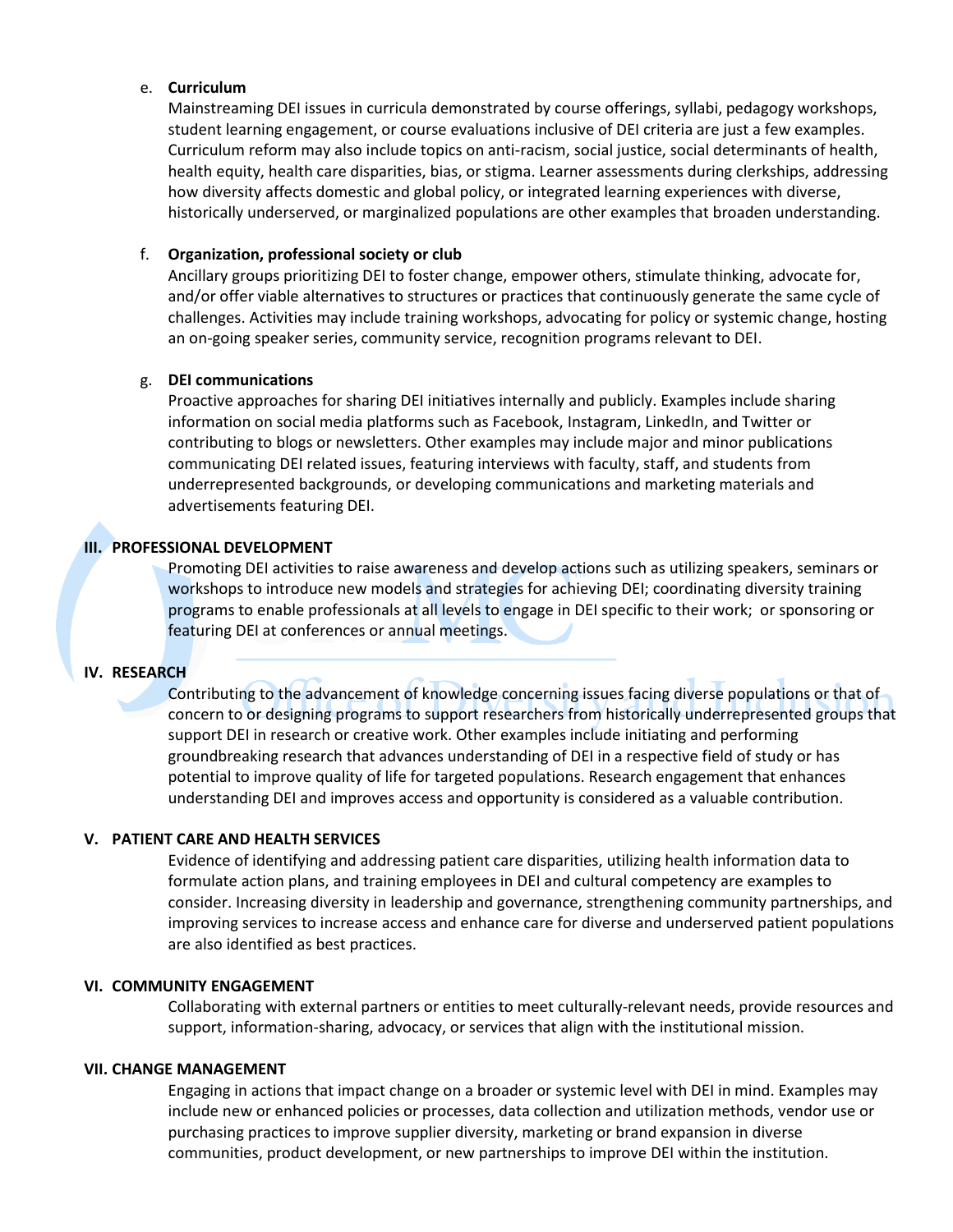e. **Curriculum**

Mainstreaming DEI issues in curricula demonstrated by course offerings, syllabi, pedagogy workshops, student learning engagement, or course evaluations inclusive of DEI criteria are just a few examples. Curriculum reform may also include topics on anti-racism, social justice, social determinants of health, health equity, health care disparities, bias, or stigma. Learner assessments during clerkships, addressing how diversity affects domestic and global policy, or integrated learning experiences with diverse, historically underserved, or marginalized populations are other examples that broaden understanding.

f. **Organization, professional society or club**

Ancillary groups prioritizing DEI to foster change, empower others, stimulate thinking, advocate for, and/or offer viable alternatives to structures or practices that continuously generate the same cycle of challenges. Activities may include training workshops, advocating for policy or systemic change, hosting an on-going speaker series, community service, recognition programs relevant to DEI.

g. **DEI communications**

Proactive approaches for sharing DEI initiatives internally and publicly. Examples include sharing information on social media platforms such as Facebook, Instagram, LinkedIn, and Twitter or contributing to blogs or newsletters. Other examples may include major and minor publications communicating DEI related issues, featuring interviews with faculty, staff, and students from underrepresented backgrounds, or developing communications and marketing materials and advertisements featuring DEI.

## III. PROFESSIONAL DEVELOPMENT

Promoting DEI activities to raise awareness and develop actions such as utilizing speakers, seminars or workshops to introduce new models and strategies for achieving DEI; coordinating diversity training programs to enable professionals at all levels to engage in DEI specific to their work; or sponsoring or featuring DEI at conferences or annual meetings.

## IV. RESEARCH

Contributing to the advancement of knowledge concerning issues facing diverse populations or that of concern to or designing programs to support researchers from historically underrepresented groups that support DEI in research or creative work. Other examples include initiating and performing groundbreaking research that advances understanding of DEI in a respective field of study or has potential to improve quality of life for targeted populations. Research engagement that enhances understanding DEI and improves access and opportunity is considered as a valuable contribution.

## V. PATIENT CARE AND HEALTH SERVICES

Evidence of identifying and addressing patient care disparities, utilizing health information data to formulate action plans, and training employees in DEI and cultural competency are examples to consider. Increasing diversity in leadership and governance, strengthening community partnerships, and improving services to increase access and enhance care for diverse and underserved patient populations are also identified as best practices.

## VI. COMMUNITY ENGAGEMENT

Collaborating with external partners or entities to meet culturally-relevant needs, provide resources and support, information-sharing, advocacy, or services that align with the institutional mission.

## VII. CHANGE MANAGEMENT

Engaging in actions that impact change on a broader or systemic level with DEI in mind. Examples may include new or enhanced policies or processes, data collection and utilization methods, vendor use or purchasing practices to improve supplier diversity, marketing or brand expansion in diverse communities, product development, or new partnerships to improve DEI within the institution.